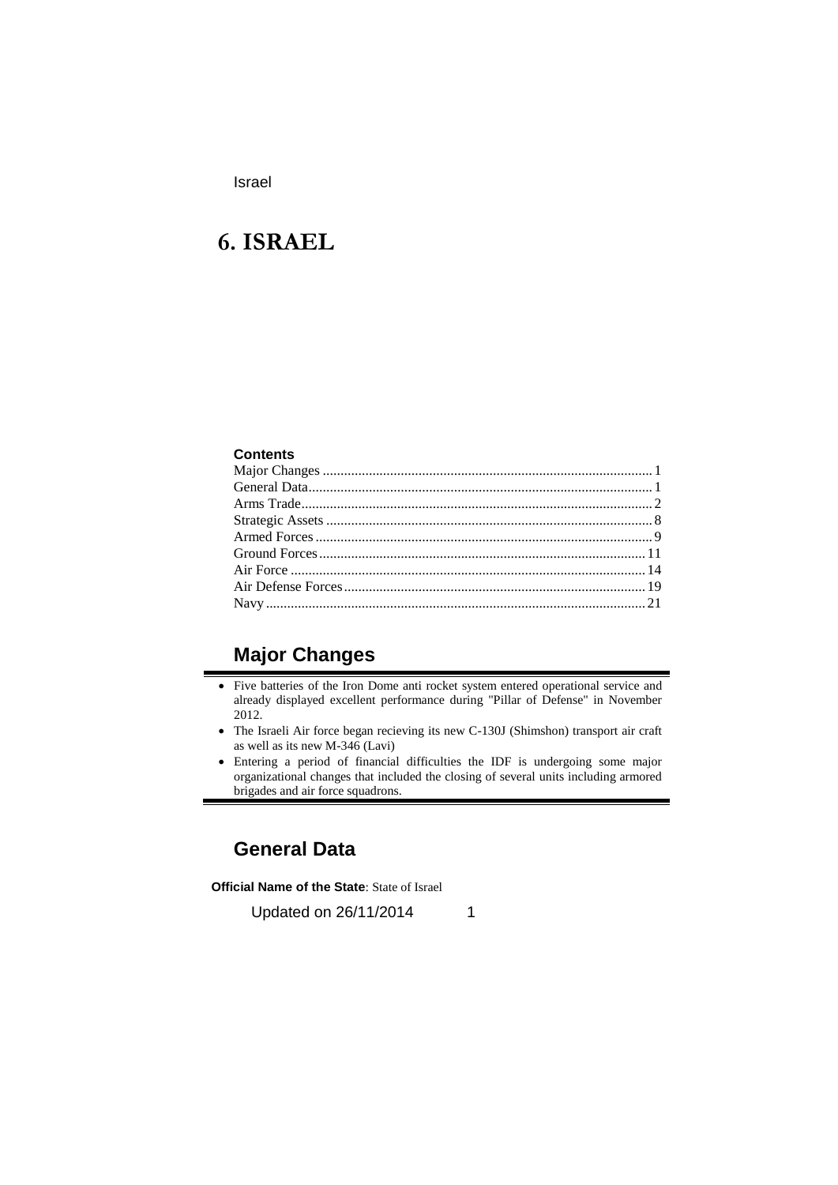# 6. ISRAEL

**Contents**

Major Changes ............................................................................................ 1
General Data................................................................................................ 1
Arms Trade.................................................................................................. 2
Strategic Assets ........................................................................................... 8
Armed Forces .............................................................................................. 9
Ground Forces........................................................................................... 11
Air Force ................................................................................................... 14
Air Defense Forces.................................................................................... 19
Navy.......................................................................................................... 21

## Major Changes

- Five batteries of the Iron Dome anti rocket system entered operational service and already displayed excellent performance during "Pillar of Defense" in November 2012.
- The Israeli Air force began recieving its new C-130J (Shimshon) transport air craft as well as its new M-346 (Lavi)
- Entering a period of financial difficulties the IDF is undergoing some major organizational changes that included the closing of several units including armored brigades and air force squadrons.

## General Data

**Official Name of the State**: State of Israel

Updated on 26/11/2014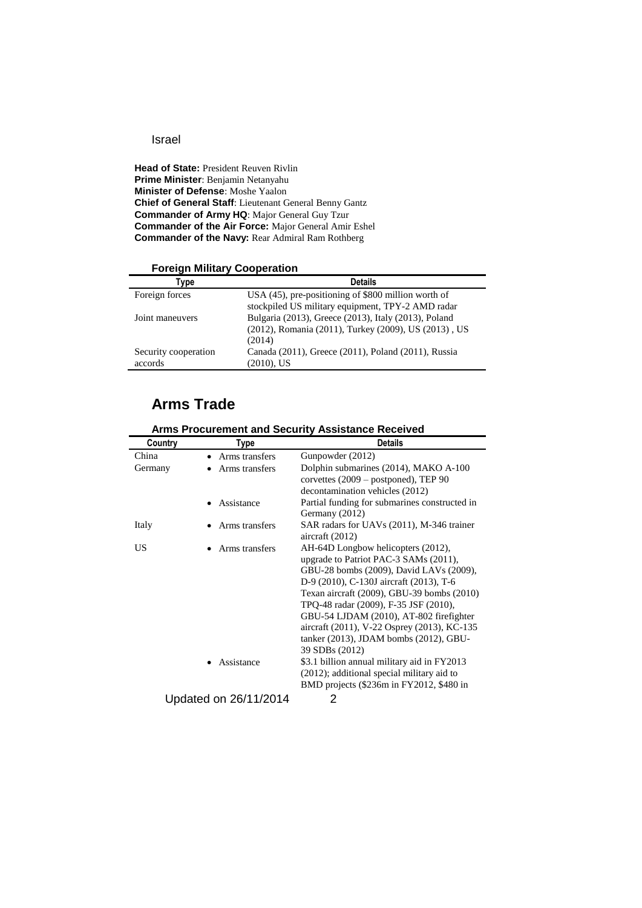Israel

**Head of State:** President Reuven Rivlin
**Prime Minister**: Benjamin Netanyahu
**Minister of Defense**: Moshe Yaalon
**Chief of General Staff**: Lieutenant General Benny Gantz
**Commander of Army HQ**: Major General Guy Tzur
**Commander of the Air Force:** Major General Amir Eshel
**Commander of the Navy:** Rear Admiral Ram Rothberg

### Foreign Military Cooperation

| Type | Details |
|---|---|
| Foreign forces | USA (45), pre-positioning of $800 million worth of stockpiled US military equipment, TPY-2 AMD radar |
| Joint maneuvers | Bulgaria (2013), Greece (2013), Italy (2013), Poland (2012), Romania (2011), Turkey (2009), US (2013) , US (2014) |
| Security cooperation accords | Canada (2011), Greece (2011), Poland (2011), Russia (2010), US |

## Arms Trade

### Arms Procurement and Security Assistance Received

| Country | Type | Details |
|---|---|---|
| China | • Arms transfers | Gunpowder (2012) |
| Germany | • Arms transfers | Dolphin submarines (2014), MAKO A-100 corvettes (2009 – postponed), TEP 90 decontamination vehicles (2012) |
| | • Assistance | Partial funding for submarines constructed in Germany (2012) |
| Italy | • Arms transfers | SAR radars for UAVs (2011), M-346 trainer aircraft (2012) |
| US | • Arms transfers | AH-64D Longbow helicopters (2012), upgrade to Patriot PAC-3 SAMs (2011), GBU-28 bombs (2009), David LAVs (2009), D-9 (2010), C-130J aircraft (2013), T-6 Texan aircraft (2009), GBU-39 bombs (2010) TPQ-48 radar (2009), F-35 JSF (2010), GBU-54 LJDAM (2010), AT-802 firefighter aircraft (2011), V-22 Osprey (2013), KC-135 tanker (2013), JDAM bombs (2012), GBU-39 SDBs (2012) |
| | • Assistance | $3.1 billion annual military aid in FY2013 (2012); additional special military aid to BMD projects ($236m in FY2012, $480 in |

Updated on 26/11/2014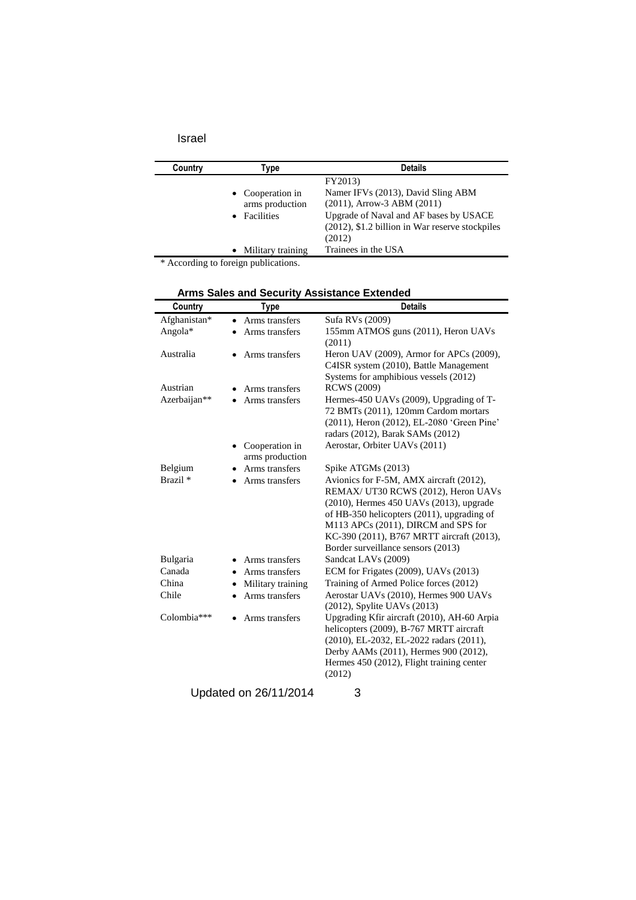| Country | Type | Details |
|---|---|---|
| | | FY2013) |
| | • Cooperation in arms production | Namer IFVs (2013), David Sling ABM (2011), Arrow-3 ABM (2011) |
| | • Facilities | Upgrade of Naval and AF bases by USACE (2012), $1.2 billion in War reserve stockpiles (2012) |
| | • Military training | Trainees in the USA |

* According to foreign publications.

### Arms Sales and Security Assistance Extended

| Country | Type | Details |
|---|---|---|
| Afghanistan* | • Arms transfers | Sufa RVs (2009) |
| Angola* | • Arms transfers | 155mm ATMOS guns (2011), Heron UAVs (2011) |
| Australia | • Arms transfers | Heron UAV (2009), Armor for APCs (2009), C4ISR system (2010), Battle Management Systems for amphibious vessels (2012) |
| Austrian | • Arms transfers | RCWS (2009) |
| Azerbaijan** | • Arms transfers | Hermes-450 UAVs (2009), Upgrading of T-72 BMTs (2011), 120mm Cardom mortars (2011), Heron (2012), EL-2080 'Green Pine' radars (2012), Barak SAMs (2012) |
| | • Cooperation in arms production | Aerostar, Orbiter UAVs (2011) |
| Belgium | • Arms transfers | Spike ATGMs (2013) |
| Brazil * | • Arms transfers | Avionics for F-5M, AMX aircraft (2012), REMAX/ UT30 RCWS (2012), Heron UAVs (2010), Hermes 450 UAVs (2013), upgrade of HB-350 helicopters (2011), upgrading of M113 APCs (2011), DIRCM and SPS for KC-390 (2011), B767 MRTT aircraft (2013), Border surveillance sensors (2013) |
| Bulgaria | • Arms transfers | Sandcat LAVs (2009) |
| Canada | • Arms transfers | ECM for Frigates (2009), UAVs (2013) |
| China | • Military training | Training of Armed Police forces (2012) |
| Chile | • Arms transfers | Aerostar UAVs (2010), Hermes 900 UAVs (2012), Spylite UAVs (2013) |
| Colombia*** | • Arms transfers | Upgrading Kfir aircraft (2010), AH-60 Arpia helicopters (2009), B-767 MRTT aircraft (2010), EL-2032, EL-2022 radars (2011), Derby AAMs (2011), Hermes 900 (2012), Hermes 450 (2012), Flight training center (2012) |

Updated on 26/11/2014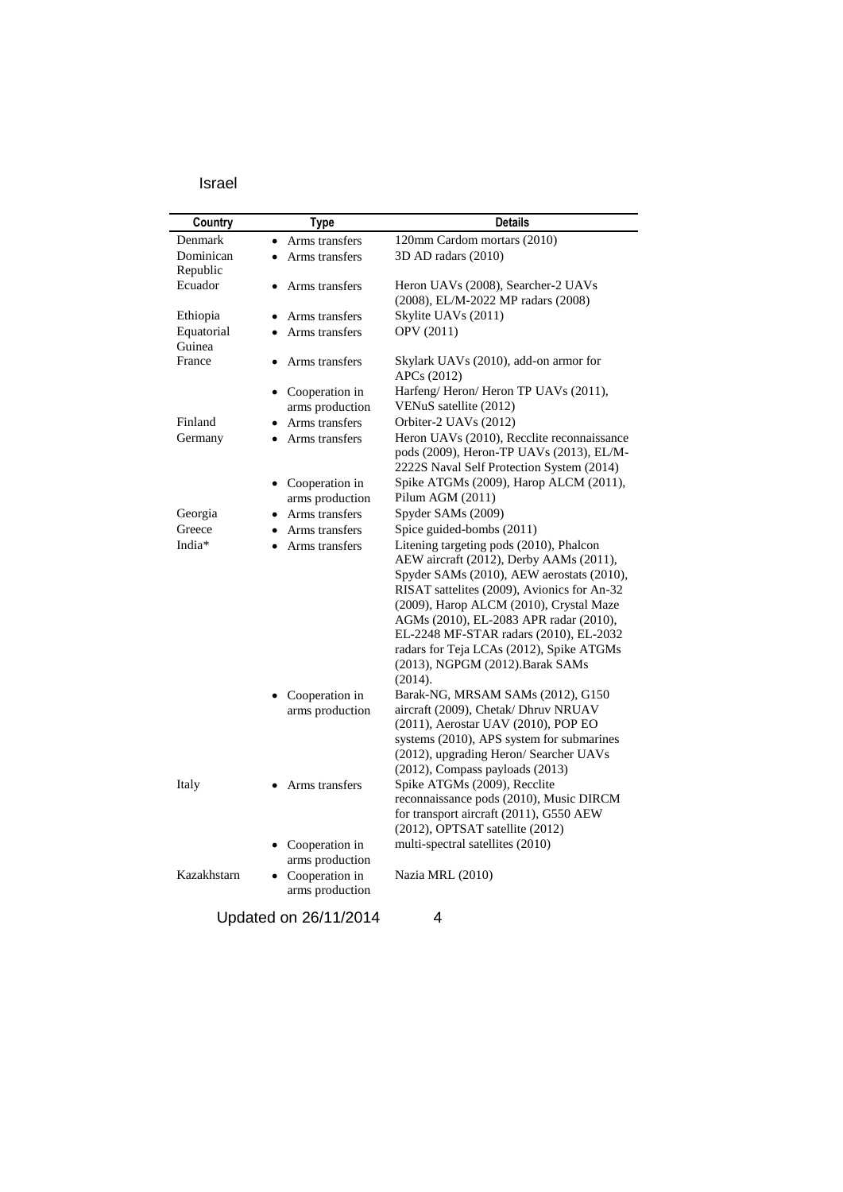Israel

| Country | Type | Details |
|---|---|---|
| Denmark | • Arms transfers | 120mm Cardom mortars (2010) |
| Dominican Republic | • Arms transfers | 3D AD radars (2010) |
| Ecuador | • Arms transfers | Heron UAVs (2008), Searcher-2 UAVs (2008), EL/M-2022 MP radars (2008) |
| Ethiopia | • Arms transfers | Skylite UAVs (2011) |
| Equatorial Guinea | • Arms transfers | OPV (2011) |
| France | • Arms transfers | Skylark UAVs (2010), add-on armor for APCs (2012) |
| | • Cooperation in arms production | Harfeng/ Heron/ Heron TP UAVs (2011), VENuS satellite (2012) |
| Finland | • Arms transfers | Orbiter-2 UAVs (2012) |
| Germany | • Arms transfers | Heron UAVs (2010), Recclite reconnaissance pods (2009), Heron-TP UAVs (2013), EL/M-2222S Naval Self Protection System (2014) |
| | • Cooperation in arms production | Spike ATGMs (2009), Harop ALCM (2011), Pilum AGM (2011) |
| Georgia | • Arms transfers | Spyder SAMs (2009) |
| Greece | • Arms transfers | Spice guided-bombs (2011) |
| India* | • Arms transfers | Litening targeting pods (2010), Phalcon AEW aircraft (2012), Derby AAMs (2011), Spyder SAMs (2010), AEW aerostats (2010), RISAT sattelites (2009), Avionics for An-32 (2009), Harop ALCM (2010), Crystal Maze AGMs (2010), EL-2083 APR radar (2010), EL-2248 MF-STAR radars (2010), EL-2032 radars for Teja LCAs (2012), Spike ATGMs (2013), NGPGM (2012).Barak SAMs (2014). |
| | • Cooperation in arms production | Barak-NG, MRSAM SAMs (2012), G150 aircraft (2009), Chetak/ Dhruv NRUAV (2011), Aerostar UAV (2010), POP EO systems (2010), APS system for submarines (2012), upgrading Heron/ Searcher UAVs (2012), Compass payloads (2013) |
| Italy | • Arms transfers | Spike ATGMs (2009), Recclite reconnaissance pods (2010), Music DIRCM for transport aircraft (2011), G550 AEW (2012), OPTSAT satellite (2012) |
| | • Cooperation in arms production | multi-spectral satellites (2010) |
| Kazakhstarn | • Cooperation in arms production | Nazia MRL (2010) |

Updated on 26/11/2014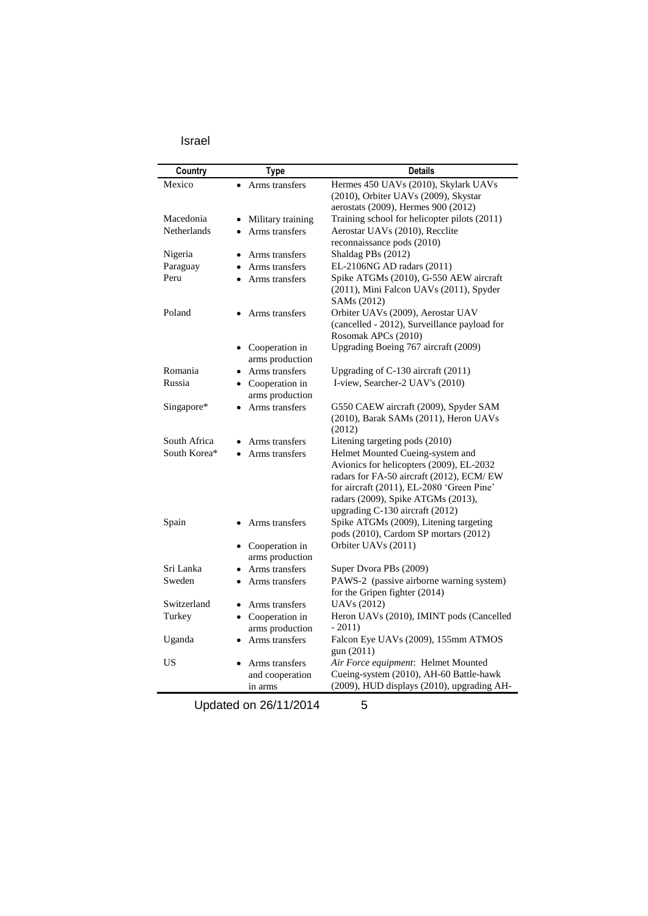Israel

| Country | Type | Details |
|---|---|---|
| Mexico | • Arms transfers | Hermes 450 UAVs (2010), Skylark UAVs (2010), Orbiter UAVs (2009), Skystar aerostats (2009), Hermes 900 (2012) |
| Macedonia | • Military training | Training school for helicopter pilots (2011) |
| Netherlands | • Arms transfers | Aerostar UAVs (2010), Recclite reconnaissance pods (2010) |
| Nigeria | • Arms transfers | Shaldag PBs (2012) |
| Paraguay | • Arms transfers | EL-2106NG AD radars (2011) |
| Peru | • Arms transfers | Spike ATGMs (2010), G-550 AEW aircraft (2011), Mini Falcon UAVs (2011), Spyder SAMs (2012) |
| Poland | • Arms transfers | Orbiter UAVs (2009), Aerostar UAV (cancelled - 2012), Surveillance payload for Rosomak APCs (2010) |
| | • Cooperation in arms production | Upgrading Boeing 767 aircraft (2009) |
| Romania | • Arms transfers | Upgrading of C-130 aircraft (2011) |
| Russia | • Cooperation in arms production | I-view, Searcher-2 UAV's (2010) |
| Singapore* | • Arms transfers | G550 CAEW aircraft (2009), Spyder SAM (2010), Barak SAMs (2011), Heron UAVs (2012) |
| South Africa | • Arms transfers | Litening targeting pods (2010) |
| South Korea* | • Arms transfers | Helmet Mounted Cueing-system and Avionics for helicopters (2009), EL-2032 radars for FA-50 aircraft (2012), ECM/ EW for aircraft (2011), EL-2080 'Green Pine' radars (2009), Spike ATGMs (2013), upgrading C-130 aircraft (2012) |
| Spain | • Arms transfers | Spike ATGMs (2009), Litening targeting pods (2010), Cardom SP mortars (2012) |
| | • Cooperation in arms production | Orbiter UAVs (2011) |
| Sri Lanka | • Arms transfers | Super Dvora PBs (2009) |
| Sweden | • Arms transfers | PAWS-2 (passive airborne warning system) for the Gripen fighter (2014) |
| Switzerland | • Arms transfers | UAVs (2012) |
| Turkey | • Cooperation in arms production | Heron UAVs (2010), IMINT pods (Cancelled - 2011) |
| Uganda | • Arms transfers | Falcon Eye UAVs (2009), 155mm ATMOS gun (2011) |
| US | • Arms transfers and cooperation in arms | *Air Force equipment*: Helmet Mounted Cueing-system (2010), AH-60 Battle-hawk (2009), HUD displays (2010), upgrading AH- |

Updated on 26/11/2014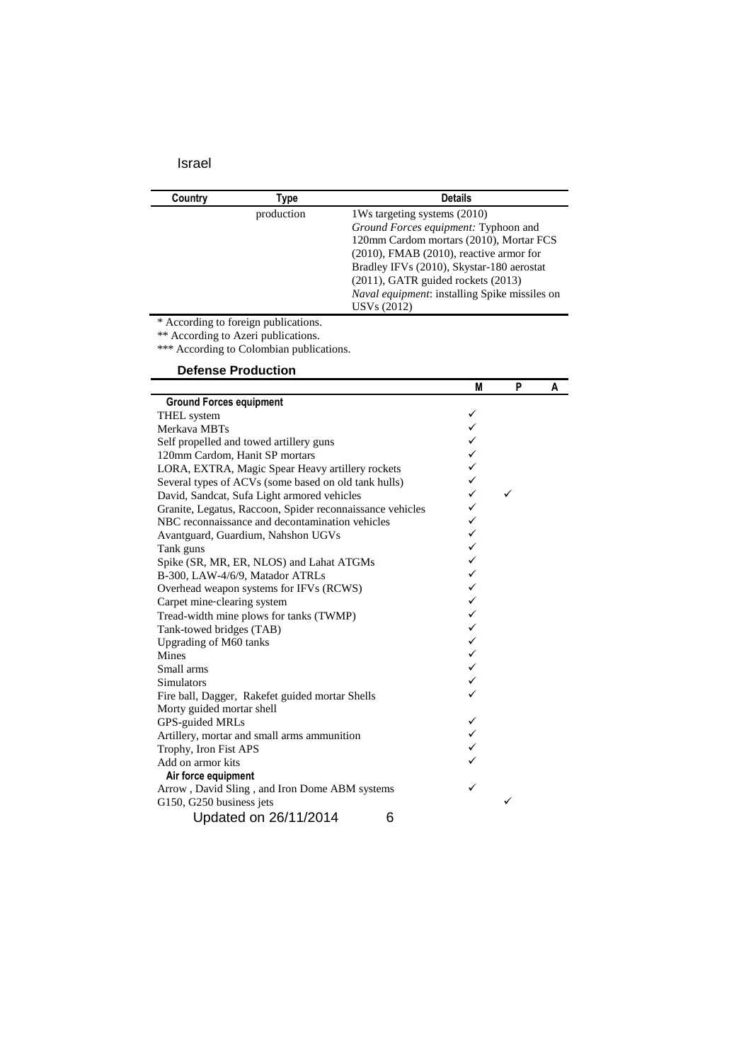Israel

| Country | Type | Details |
|---|---|---|
| | production | 1Ws targeting systems (2010)<br>*Ground Forces equipment:* Typhoon and 120mm Cardom mortars (2010), Mortar FCS (2010), FMAB (2010), reactive armor for Bradley IFVs (2010), Skystar-180 aerostat (2011), GATR guided rockets (2013)<br>*Naval equipment*: installing Spike missiles on USVs (2012) |

\* According to foreign publications.

\*\* According to Azeri publications.

\*\*\* According to Colombian publications.

### Defense Production

| | M | P | A |
|---|---|---|---|
| **Ground Forces equipment** | | | |
| THEL system | ✓ | | |
| Merkava MBTs | ✓ | | |
| Self propelled and towed artillery guns | ✓ | | |
| 120mm Cardom, Hanit SP mortars | ✓ | | |
| LORA, EXTRA, Magic Spear Heavy artillery rockets | ✓ | | |
| Several types of ACVs (some based on old tank hulls) | ✓ | | |
| David, Sandcat, Sufa Light armored vehicles | ✓ | ✓ | |
| Granite, Legatus, Raccoon, Spider reconnaissance vehicles | ✓ | | |
| NBC reconnaissance and decontamination vehicles | ✓ | | |
| Avantguard, Guardium, Nahshon UGVs | ✓ | | |
| Tank guns | ✓ | | |
| Spike (SR, MR, ER, NLOS) and Lahat ATGMs | ✓ | | |
| B-300, LAW-4/6/9, Matador ATRLs | ✓ | | |
| Overhead weapon systems for IFVs (RCWS) | ✓ | | |
| Carpet mine-clearing system | ✓ | | |
| Tread-width mine plows for tanks (TWMP) | ✓ | | |
| Tank-towed bridges (TAB) | ✓ | | |
| Upgrading of M60 tanks | ✓ | | |
| Mines | ✓ | | |
| Small arms | ✓ | | |
| Simulators | ✓ | | |
| Fire ball, Dagger, Rakefet guided mortar Shells | ✓ | | |
| Morty guided mortar shell | | | |
| GPS-guided MRLs | ✓ | | |
| Artillery, mortar and small arms ammunition | ✓ | | |
| Trophy, Iron Fist APS | ✓ | | |
| Add on armor kits | ✓ | | |
| **Air force equipment** | | | |
| Arrow , David Sling , and Iron Dome ABM systems | ✓ | | |
| G150, G250 business jets | | ✓ | |

Updated on 26/11/2014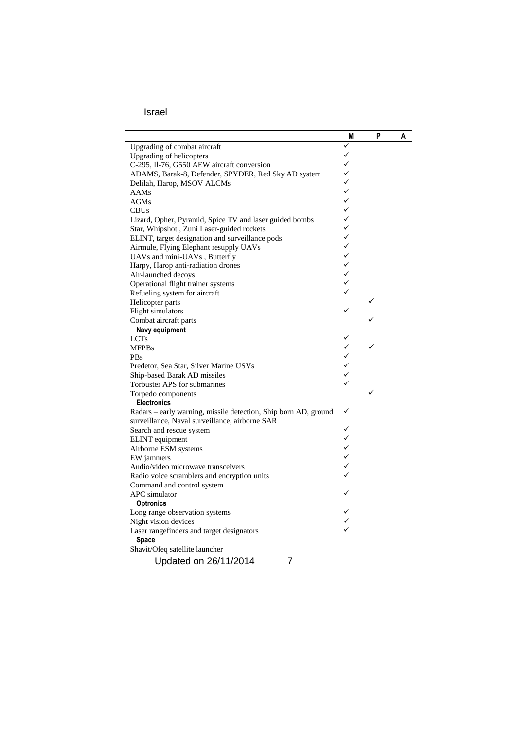Israel

| | M | P | A |
|---|---|---|---|
| Upgrading of combat aircraft | ✓ | | |
| Upgrading of helicopters | ✓ | | |
| C-295, Il-76, G550 AEW aircraft conversion | ✓ | | |
| ADAMS, Barak-8, Defender, SPYDER, Red Sky AD system | ✓ | | |
| Delilah, Harop, MSOV ALCMs | ✓ | | |
| AAMs | ✓ | | |
| AGMs | ✓ | | |
| CBUs | ✓ | | |
| Lizard, Opher, Pyramid, Spice TV and laser guided bombs | ✓ | | |
| Star, Whipshot , Zuni Laser-guided rockets | ✓ | | |
| ELINT, target designation and surveillance pods | ✓ | | |
| Airmule, Flying Elephant resupply UAVs | ✓ | | |
| UAVs and mini-UAVs , Butterfly | ✓ | | |
| Harpy, Harop anti-radiation drones | ✓ | | |
| Air-launched decoys | ✓ | | |
| Operational flight trainer systems | ✓ | | |
| Refueling system for aircraft | ✓ | | |
| Helicopter parts | | ✓ | |
| Flight simulators | ✓ | | |
| Combat aircraft parts | | ✓ | |
| **Navy equipment** | | | |
| LCTs | ✓ | | |
| MFPBs | ✓ | ✓ | |
| PBs | ✓ | | |
| Predetor, Sea Star, Silver Marine USVs | ✓ | | |
| Ship-based Barak AD missiles | ✓ | | |
| Torbuster APS for submarines | ✓ | | |
| Torpedo components | | ✓ | |
| **Electronics** | | | |
| Radars – early warning, missile detection, Ship born AD, ground surveillance, Naval surveillance, airborne SAR | ✓ | | |
| Search and rescue system | ✓ | | |
| ELINT equipment | ✓ | | |
| Airborne ESM systems | ✓ | | |
| EW jammers | ✓ | | |
| Audio/video microwave transceivers | ✓ | | |
| Radio voice scramblers and encryption units | ✓ | | |
| Command and control system | | | |
| APC simulator | ✓ | | |
| **Optronics** | | | |
| Long range observation systems | ✓ | | |
| Night vision devices | ✓ | | |
| Laser rangefinders and target designators | ✓ | | |
| **Space** | | | |
| Shavit/Ofeq satellite launcher | | | |

Updated on 26/11/2014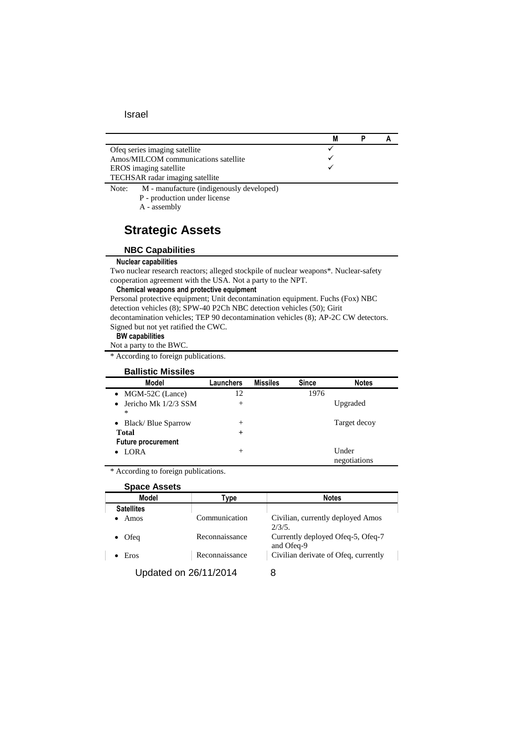Israel

| | M | P | A |
|---|---|---|---|
| Ofeq series imaging satellite | ✓ | | |
| Amos/MILCOM communications satellite | ✓ | | |
| EROS imaging satellite | ✓ | | |
| TECHSAR radar imaging satellite | | | |

Note: M - manufacture (indigenously developed)
P - production under license
A - assembly

## Strategic Assets

### NBC Capabilities

**Nuclear capabilities**

Two nuclear research reactors; alleged stockpile of nuclear weapons*. Nuclear-safety cooperation agreement with the USA. Not a party to the NPT.

**Chemical weapons and protective equipment**

Personal protective equipment; Unit decontamination equipment. Fuchs (Fox) NBC detection vehicles (8); SPW-40 P2Ch NBC detection vehicles (50); Girit decontamination vehicles; TEP 90 decontamination vehicles (8); AP-2C CW detectors. Signed but not yet ratified the CWC.

**BW capabilities**

Not a party to the BWC.

* According to foreign publications.

### Ballistic Missiles

| Model | Launchers | Missiles | Since | Notes |
|---|---|---|---|---|
| • MGM-52C (Lance) | 12 | | 1976 | |
| • Jericho Mk 1/2/3 SSM * | + | | | Upgraded |
| • Black/ Blue Sparrow | + | | | Target decoy |
| **Total** | **+** | | | |
| **Future procurement** | | | | |
| • LORA | + | | | Under negotiations |

* According to foreign publications.

### Space Assets

| Model | Type | Notes |
|---|---|---|
| **Satellites** | | |
| • Amos | Communication | Civilian, currently deployed Amos 2/3/5. |
| • Ofeq | Reconnaissance | Currently deployed Ofeq-5, Ofeq-7 and Ofeq-9 |
| • Eros | Reconnaissance | Civilian derivate of Ofeq, currently |

Updated on 26/11/2014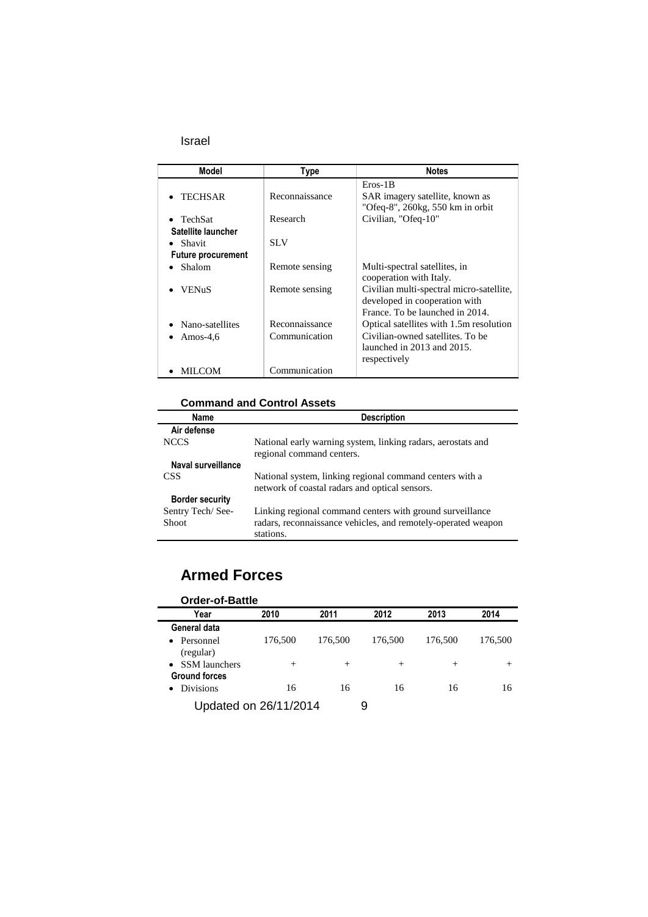Israel

| Model | Type | Notes |
|---|---|---|
| • TECHSAR | Reconnaissance | Eros-1B SAR imagery satellite, known as "Ofeq-8", 260kg, 550 km in orbit |
| • TechSat | Research | Civilian, "Ofeq-10" |
| **Satellite launcher** | | |
| • Shavit | SLV | |
| **Future procurement** | | |
| • Shalom | Remote sensing | Multi-spectral satellites, in cooperation with Italy. |
| • VENuS | Remote sensing | Civilian multi-spectral micro-satellite, developed in cooperation with France. To be launched in 2014. |
| • Nano-satellites | Reconnaissance | Optical satellites with 1.5m resolution |
| • Amos-4,6 | Communication | Civilian-owned satellites. To be launched in 2013 and 2015. respectively |
| • MILCOM | Communication | |

### Command and Control Assets

| Name | Description |
|---|---|
| **Air defense** | |
| NCCS | National early warning system, linking radars, aerostats and regional command centers. |
| **Naval surveillance** | |
| CSS | National system, linking regional command centers with a network of coastal radars and optical sensors. |
| **Border security** | |
| Sentry Tech/ See-Shoot | Linking regional command centers with ground surveillance radars, reconnaissance vehicles, and remotely-operated weapon stations. |

## Armed Forces

### Order-of-Battle

| Year | 2010 | 2011 | 2012 | 2013 | 2014 |
|---|---|---|---|---|---|
| **General data** | | | | | |
| • Personnel (regular) | 176,500 | 176,500 | 176,500 | 176,500 | 176,500 |
| • SSM launchers | + | + | + | + | + |
| **Ground forces** | | | | | |
| • Divisions | 16 | 16 | 16 | 16 | 16 |

Updated on 26/11/2014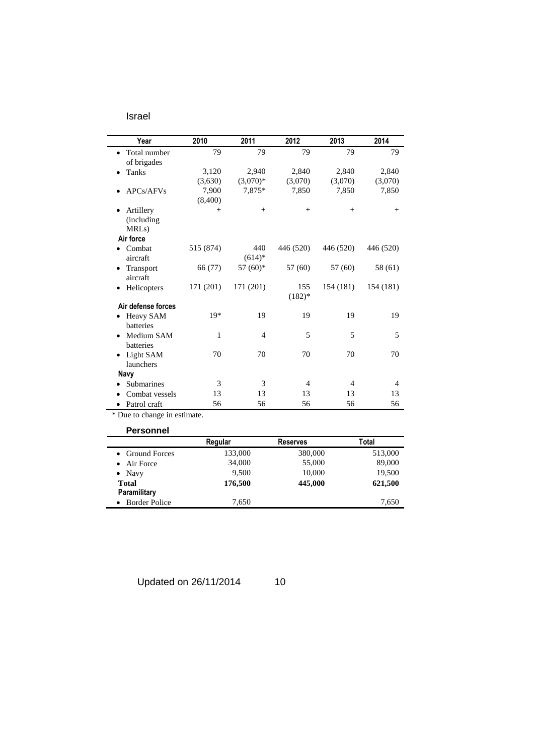# Israel

| Year | 2010 | 2011 | 2012 | 2013 | 2014 |
|---|---|---|---|---|---|
| • Total number of brigades | 79 | 79 | 79 | 79 | 79 |
| • Tanks | 3,120 (3,630) | 2,940 (3,070)* | 2,840 (3,070) | 2,840 (3,070) | 2,840 (3,070) |
| • APCs/AFVs | 7,900 (8,400) | 7,875* | 7,850 | 7,850 | 7,850 |
| • Artillery (including MRLs) | + | + | + | + | + |
| **Air force** | | | | | |
| • Combat aircraft | 515 (874) | 440 (614)* | 446 (520) | 446 (520) | 446 (520) |
| • Transport aircraft | 66 (77) | 57 (60)* | 57 (60) | 57 (60) | 58 (61) |
| • Helicopters | 171 (201) | 171 (201) | 155 (182)* | 154 (181) | 154 (181) |
| **Air defense forces** | | | | | |
| • Heavy SAM batteries | 19* | 19 | 19 | 19 | 19 |
| • Medium SAM batteries | 1 | 4 | 5 | 5 | 5 |
| • Light SAM launchers | 70 | 70 | 70 | 70 | 70 |
| **Navy** | | | | | |
| • Submarines | 3 | 3 | 4 | 4 | 4 |
| • Combat vessels | 13 | 13 | 13 | 13 | 13 |
| • Patrol craft | 56 | 56 | 56 | 56 | 56 |

* Due to change in estimate.

## Personnel

| | Regular | Reserves | Total |
|---|---|---|---|
| • Ground Forces | 133,000 | 380,000 | 513,000 |
| • Air Force | 34,000 | 55,000 | 89,000 |
| • Navy | 9,500 | 10,000 | 19,500 |
| **Total** | **176,500** | **445,000** | **621,500** |
| **Paramilitary** | | | |
| • Border Police | 7,650 | | 7,650 |

Updated on 26/11/2014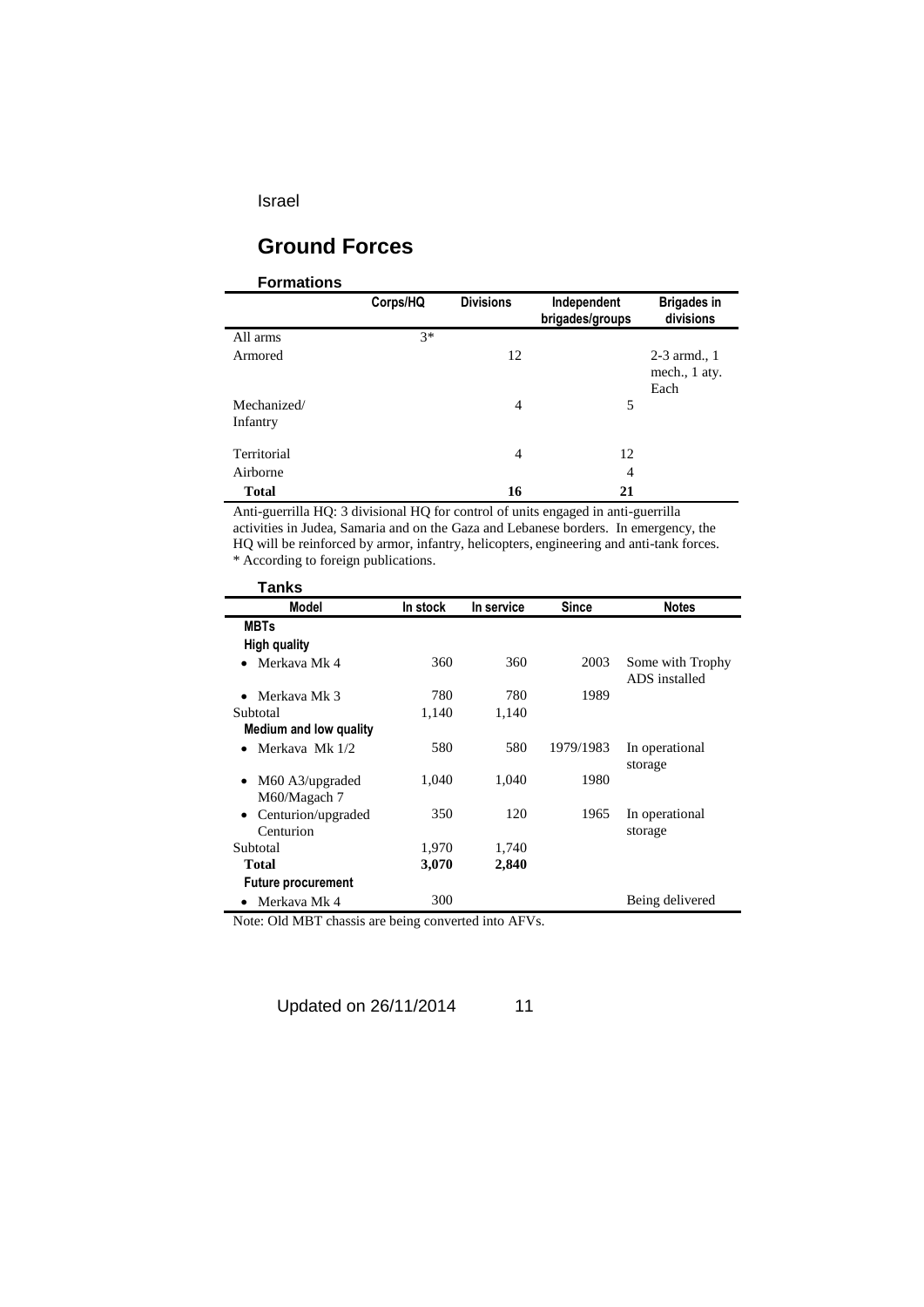Israel

## Ground Forces

### Formations

| | Corps/HQ | Divisions | Independent brigades/groups | Brigades in divisions |
|---|---|---|---|---|
| All arms | 3* | | | |
| Armored | | 12 | | 2-3 armd., 1 mech., 1 aty. Each |
| Mechanized/ Infantry | | 4 | 5 | |
| Territorial | | 4 | 12 | |
| Airborne | | | 4 | |
| **Total** | | **16** | **21** | |

Anti-guerrilla HQ: 3 divisional HQ for control of units engaged in anti-guerrilla activities in Judea, Samaria and on the Gaza and Lebanese borders. In emergency, the HQ will be reinforced by armor, infantry, helicopters, engineering and anti-tank forces.
* According to foreign publications.

### Tanks

| Model | In stock | In service | Since | Notes |
|---|---|---|---|---|
| **MBTs** | | | | |
| **High quality** | | | | |
| • Merkava Mk 4 | 360 | 360 | 2003 | Some with Trophy ADS installed |
| • Merkava Mk 3 | 780 | 780 | 1989 | |
| Subtotal | 1,140 | 1,140 | | |
| **Medium and low quality** | | | | |
| • Merkava Mk 1/2 | 580 | 580 | 1979/1983 | In operational storage |
| • M60 A3/upgraded M60/Magach 7 | 1,040 | 1,040 | 1980 | |
| • Centurion/upgraded Centurion | 350 | 120 | 1965 | In operational storage |
| Subtotal | 1,970 | 1,740 | | |
| **Total** | **3,070** | **2,840** | | |
| **Future procurement** | | | | |
| • Merkava Mk 4 | 300 | | | Being delivered |

Note: Old MBT chassis are being converted into AFVs.

Updated on 26/11/2014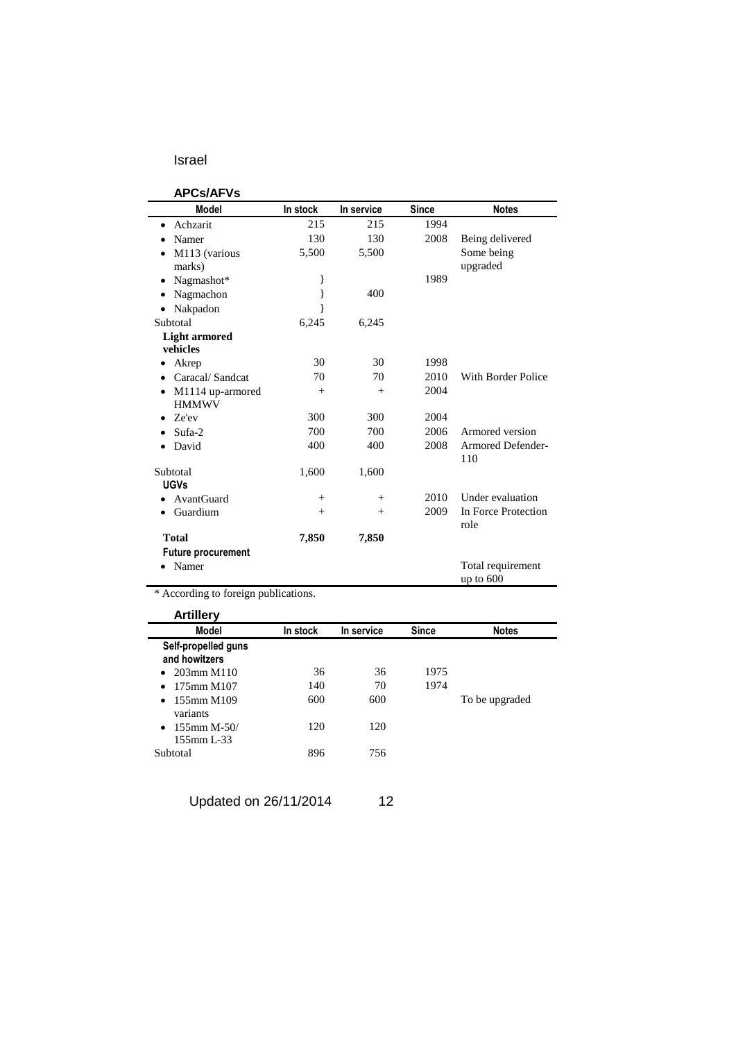Israel

### APCs/AFVs

| Model | In stock | In service | Since | Notes |
|---|---|---|---|---|
| • Achzarit | 215 | 215 | 1994 | |
| • Namer | 130 | 130 | 2008 | Being delivered |
| • M113 (various marks) | 5,500 | 5,500 | | Some being upgraded |
| • Nagmashot* | } | | 1989 | |
| • Nagmachon | } | 400 | | |
| • Nakpadon | } | | | |
| Subtotal | 6,245 | 6,245 | | |
| **Light armored vehicles** | | | | |
| • Akrep | 30 | 30 | 1998 | |
| • Caracal/ Sandcat | 70 | 70 | 2010 | With Border Police |
| • M1114 up-armored HMMWV | + | + | 2004 | |
| • Ze'ev | 300 | 300 | 2004 | |
| • Sufa-2 | 700 | 700 | 2006 | Armored version |
| • David | 400 | 400 | 2008 | Armored Defender-110 |
| Subtotal | 1,600 | 1,600 | | |
| **UGVs** | | | | |
| • AvantGuard | + | + | 2010 | Under evaluation |
| • Guardium | + | + | 2009 | In Force Protection role |
| **Total** | **7,850** | **7,850** | | |
| **Future procurement** | | | | |
| • Namer | | | | Total requirement up to 600 |

* According to foreign publications.

### Artillery

| Model | In stock | In service | Since | Notes |
|---|---|---|---|---|
| **Self-propelled guns and howitzers** | | | | |
| • 203mm M110 | 36 | 36 | 1975 | |
| • 175mm M107 | 140 | 70 | 1974 | |
| • 155mm M109 variants | 600 | 600 | | To be upgraded |
| • 155mm M-50/ 155mm L-33 | 120 | 120 | | |
| Subtotal | 896 | 756 | | |

Updated on 26/11/2014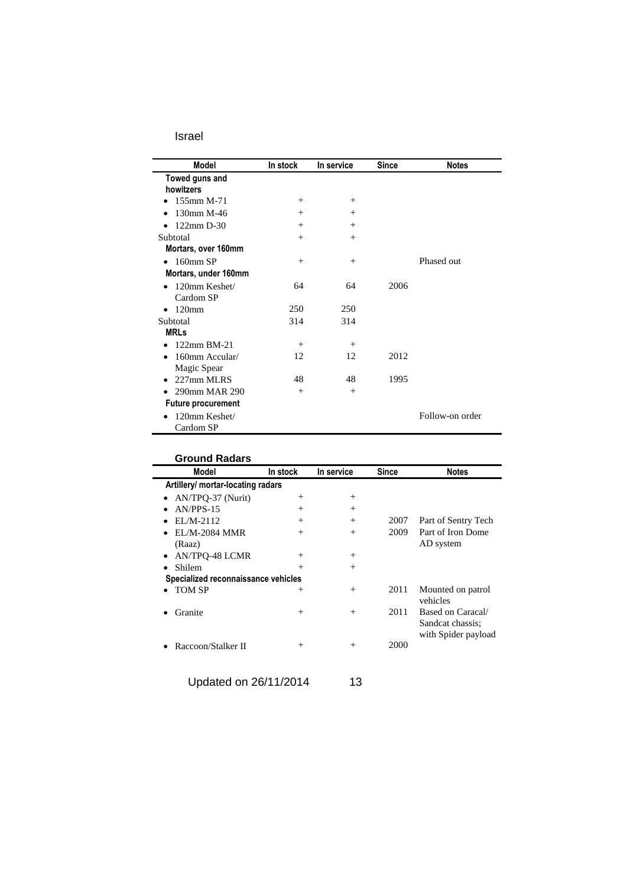Israel

| Model | In stock | In service | Since | Notes |
|---|---|---|---|---|
| **Towed guns and howitzers** | | | | |
| • 155mm M-71 | + | + | | |
| • 130mm M-46 | + | + | | |
| • 122mm D-30 | + | + | | |
| Subtotal | + | + | | |
| **Mortars, over 160mm** | | | | |
| • 160mm SP | + | + | | Phased out |
| **Mortars, under 160mm** | | | | |
| • 120mm Keshet/ Cardom SP | 64 | 64 | 2006 | |
| • 120mm | 250 | 250 | | |
| Subtotal | 314 | 314 | | |
| **MRLs** | | | | |
| • 122mm BM-21 | + | + | | |
| • 160mm Accular/ Magic Spear | 12 | 12 | 2012 | |
| • 227mm MLRS | 48 | 48 | 1995 | |
| • 290mm MAR 290 | + | + | | |
| **Future procurement** | | | | |
| • 120mm Keshet/ Cardom SP | | | | Follow-on order |

## Ground Radars

| Model | In stock | In service | Since | Notes |
|---|---|---|---|---|
| **Artillery/ mortar-locating radars** | | | | |
| • AN/TPQ-37 (Nurit) | + | + | | |
| • AN/PPS-15 | + | + | | |
| • EL/M-2112 | + | + | 2007 | Part of Sentry Tech |
| • EL/M-2084 MMR (Raaz) | + | + | 2009 | Part of Iron Dome AD system |
| • AN/TPQ-48 LCMR | + | + | | |
| • Shilem | + | + | | |
| **Specialized reconnaissance vehicles** | | | | |
| • TOM SP | + | + | 2011 | Mounted on patrol vehicles |
| • Granite | + | + | 2011 | Based on Caracal/ Sandcat chassis; with Spider payload |
| • Raccoon/Stalker II | + | + | 2000 | |

Updated on 26/11/2014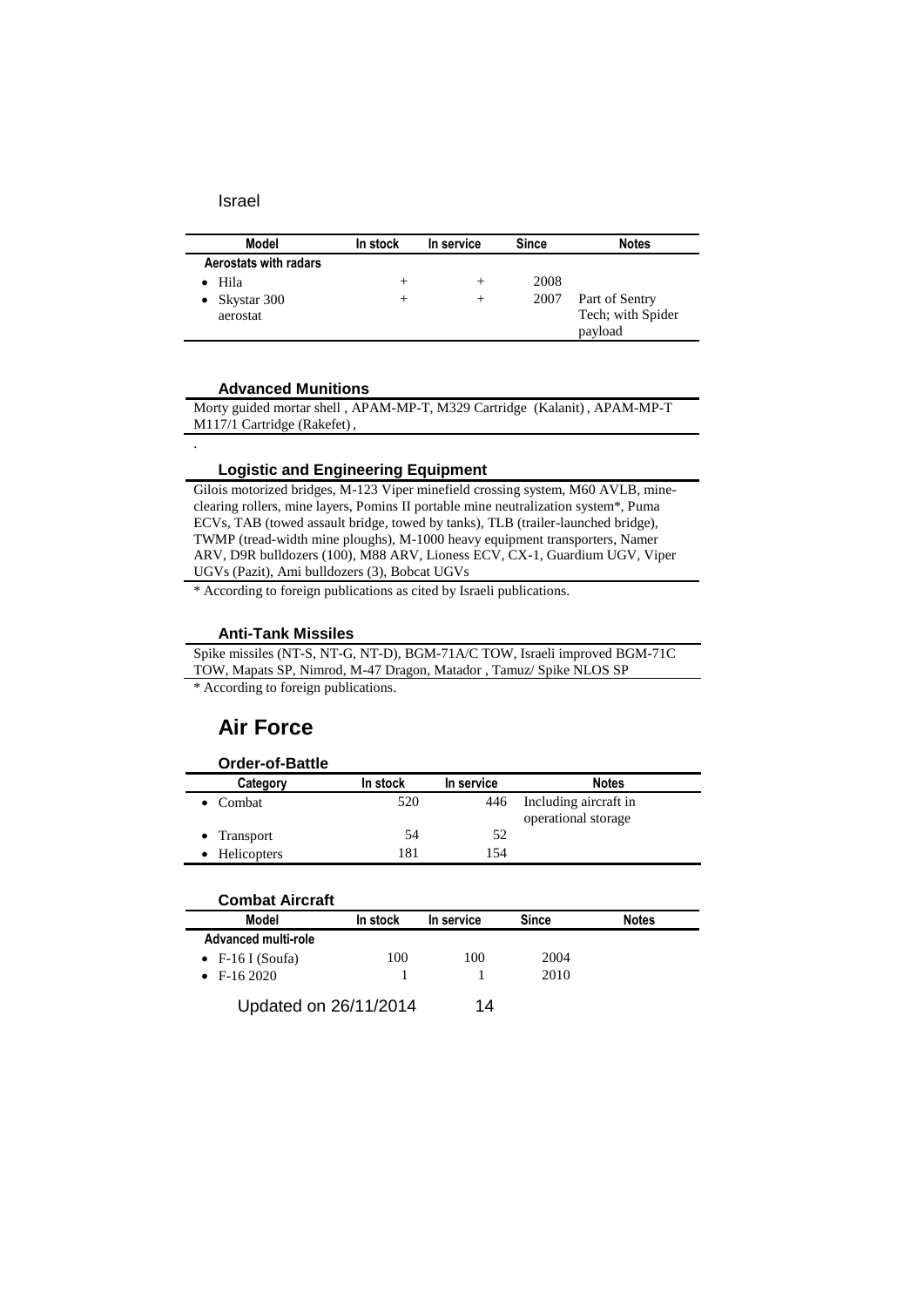Israel

| Model | In stock | In service | Since | Notes |
| --- | --- | --- | --- | --- |
| **Aerostats with radars** | | | | |
| • Hila | + | + | 2008 | |
| • Skystar 300 aerostat | + | + | 2007 | Part of Sentry Tech; with Spider payload |

### Advanced Munitions

Morty guided mortar shell , APAM-MP-T, M329 Cartridge (Kalanit) , APAM-MP-T M117/1 Cartridge (Rakefet) ,

.

### Logistic and Engineering Equipment

Gilois motorized bridges, M-123 Viper minefield crossing system, M60 AVLB, mine-clearing rollers, mine layers, Pomins II portable mine neutralization system*, Puma ECVs, TAB (towed assault bridge, towed by tanks), TLB (trailer-launched bridge), TWMP (tread-width mine ploughs), M-1000 heavy equipment transporters, Namer ARV, D9R bulldozers (100), M88 ARV, Lioness ECV, CX-1, Guardium UGV, Viper UGVs (Pazit), Ami bulldozers (3), Bobcat UGVs

* According to foreign publications as cited by Israeli publications.

### Anti-Tank Missiles

Spike missiles (NT-S, NT-G, NT-D), BGM-71A/C TOW, Israeli improved BGM-71C TOW, Mapats SP, Nimrod, M-47 Dragon, Matador , Tamuz/ Spike NLOS SP

* According to foreign publications.

## Air Force

### Order-of-Battle

| Category | In stock | In service | Notes |
| --- | --- | --- | --- |
| • Combat | 520 | 446 | Including aircraft in operational storage |
| • Transport | 54 | 52 | |
| • Helicopters | 181 | 154 | |

### Combat Aircraft

| Model | In stock | In service | Since | Notes |
| --- | --- | --- | --- | --- |
| **Advanced multi-role** | | | | |
| • F-16 I (Soufa) | 100 | 100 | 2004 | |
| • F-16 2020 | 1 | 1 | 2010 | |

Updated on 26/11/2014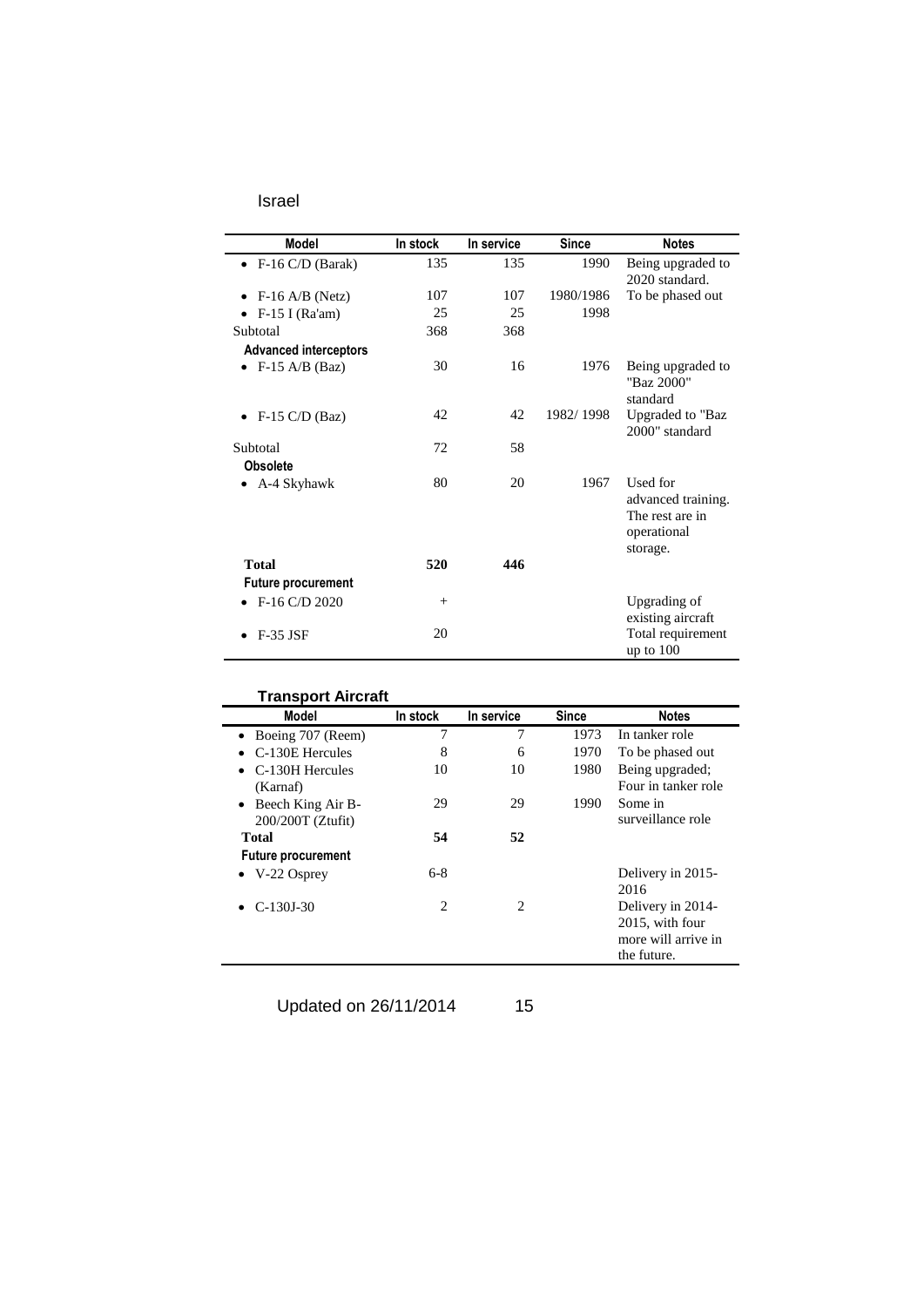Israel

| Model | In stock | In service | Since | Notes |
|---|---|---|---|---|
| • F-16 C/D (Barak) | 135 | 135 | 1990 | Being upgraded to 2020 standard. |
| • F-16 A/B (Netz) | 107 | 107 | 1980/1986 | To be phased out |
| • F-15 I (Ra'am) | 25 | 25 | 1998 | |
| Subtotal | 368 | 368 | | |
| **Advanced interceptors** | | | | |
| • F-15 A/B (Baz) | 30 | 16 | 1976 | Being upgraded to "Baz 2000" standard |
| • F-15 C/D (Baz) | 42 | 42 | 1982/ 1998 | Upgraded to "Baz 2000" standard |
| Subtotal | 72 | 58 | | |
| **Obsolete** | | | | |
| • A-4 Skyhawk | 80 | 20 | 1967 | Used for advanced training. The rest are in operational storage. |
| **Total** | **520** | **446** | | |
| **Future procurement** | | | | |
| • F-16 C/D 2020 | + | | | Upgrading of existing aircraft |
| • F-35 JSF | 20 | | | Total requirement up to 100 |

## Transport Aircraft

| Model | In stock | In service | Since | Notes |
|---|---|---|---|---|
| • Boeing 707 (Reem) | 7 | 7 | 1973 | In tanker role |
| • C-130E Hercules | 8 | 6 | 1970 | To be phased out |
| • C-130H Hercules (Karnaf) | 10 | 10 | 1980 | Being upgraded; Four in tanker role |
| • Beech King Air B-200/200T (Ztufit) | 29 | 29 | 1990 | Some in surveillance role |
| **Total** | **54** | **52** | | |
| **Future procurement** | | | | |
| • V-22 Osprey | 6-8 | | | Delivery in 2015-2016 |
| • C-130J-30 | 2 | 2 | | Delivery in 2014-2015, with four more will arrive in the future. |

Updated on 26/11/2014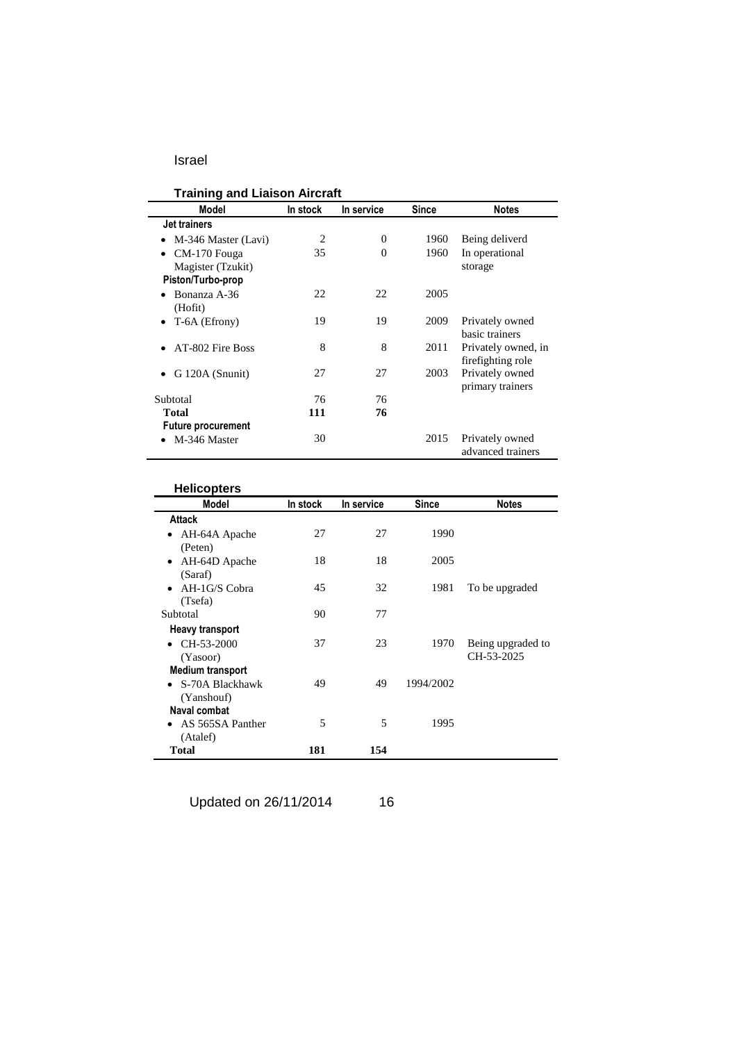Israel

## Training and Liaison Aircraft

| Model | In stock | In service | Since | Notes |
|---|---|---|---|---|
| **Jet trainers** | | | | |
| • M-346 Master (Lavi) | 2 | 0 | 1960 | Being deliverd |
| • CM-170 Fouga Magister (Tzukit) | 35 | 0 | 1960 | In operational storage |
| **Piston/Turbo-prop** | | | | |
| • Bonanza A-36 (Hofit) | 22 | 22 | 2005 | |
| • T-6A (Efrony) | 19 | 19 | 2009 | Privately owned basic trainers |
| • AT-802 Fire Boss | 8 | 8 | 2011 | Privately owned, in firefighting role |
| • G 120A (Snunit) | 27 | 27 | 2003 | Privately owned primary trainers |
| Subtotal | 76 | 76 | | |
| **Total** | **111** | **76** | | |
| **Future procurement** | | | | |
| • M-346 Master | 30 | | 2015 | Privately owned advanced trainers |

## Helicopters

| Model | In stock | In service | Since | Notes |
|---|---|---|---|---|
| **Attack** | | | | |
| • AH-64A Apache (Peten) | 27 | 27 | 1990 | |
| • AH-64D Apache (Saraf) | 18 | 18 | 2005 | |
| • AH-1G/S Cobra (Tsefa) | 45 | 32 | 1981 | To be upgraded |
| Subtotal | 90 | 77 | | |
| **Heavy transport** | | | | |
| • CH-53-2000 (Yasoor) | 37 | 23 | 1970 | Being upgraded to CH-53-2025 |
| **Medium transport** | | | | |
| • S-70A Blackhawk (Yanshouf) | 49 | 49 | 1994/2002 | |
| **Naval combat** | | | | |
| • AS 565SA Panther (Atalef) | 5 | 5 | 1995 | |
| **Total** | **181** | **154** | | |

Updated on 26/11/2014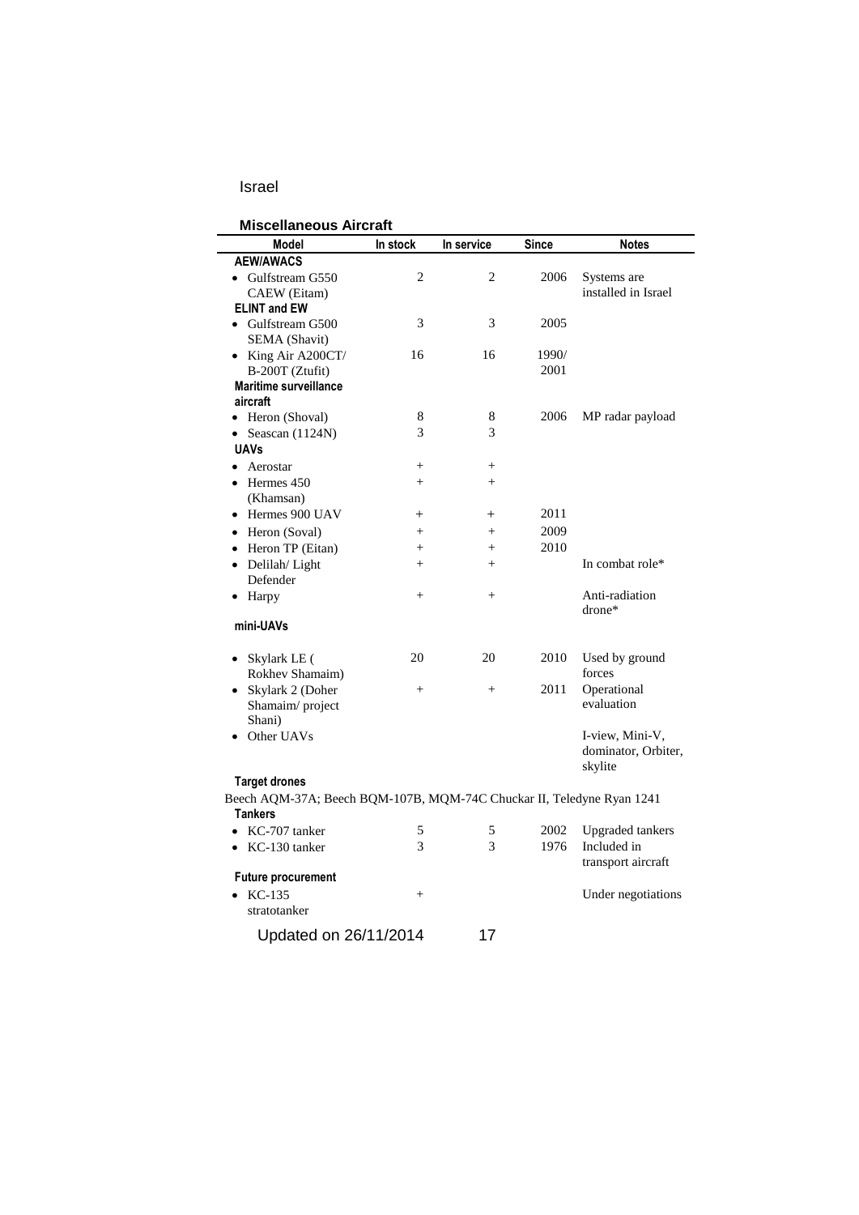Israel

**Miscellaneous Aircraft**

| Model | In stock | In service | Since | Notes |
|---|---|---|---|---|
| **AEW/AWACS** | | | | |
| • Gulfstream G550 CAEW (Eitam) | 2 | 2 | 2006 | Systems are installed in Israel |
| **ELINT and EW** | | | | |
| • Gulfstream G500 SEMA (Shavit) | 3 | 3 | 2005 | |
| • King Air A200CT/ B-200T (Ztufit) | 16 | 16 | 1990/ 2001 | |
| **Maritime surveillance aircraft** | | | | |
| • Heron (Shoval) | 8 | 8 | 2006 | MP radar payload |
| • Seascan (1124N) | 3 | 3 | | |
| **UAVs** | | | | |
| • Aerostar | + | + | | |
| • Hermes 450 (Khamsan) | + | + | | |
| • Hermes 900 UAV | + | + | 2011 | |
| • Heron (Soval) | + | + | 2009 | |
| • Heron TP (Eitan) | + | + | 2010 | |
| • Delilah/ Light Defender | + | + | | In combat role* |
| • Harpy | + | + | | Anti-radiation drone* |
| **mini-UAVs** | | | | |
| • Skylark LE ( Rokhev Shamaim) | 20 | 20 | 2010 | Used by ground forces |
| • Skylark 2 (Doher Shamaim/ project Shani) | + | + | 2011 | Operational evaluation |
| • Other UAVs | | | | I-view, Mini-V, dominator, Orbiter, skylite |
| **Target drones** | | | | |
| Beech AQM-37A; Beech BQM-107B, MQM-74C Chuckar II, Teledyne Ryan 1241 | | | | |
| **Tankers** | | | | |
| • KC-707 tanker | 5 | 5 | 2002 | Upgraded tankers |
| • KC-130 tanker | 3 | 3 | 1976 | Included in transport aircraft |
| **Future procurement** | | | | |
| • KC-135 stratotanker | + | | | Under negotiations |

Updated on 26/11/2014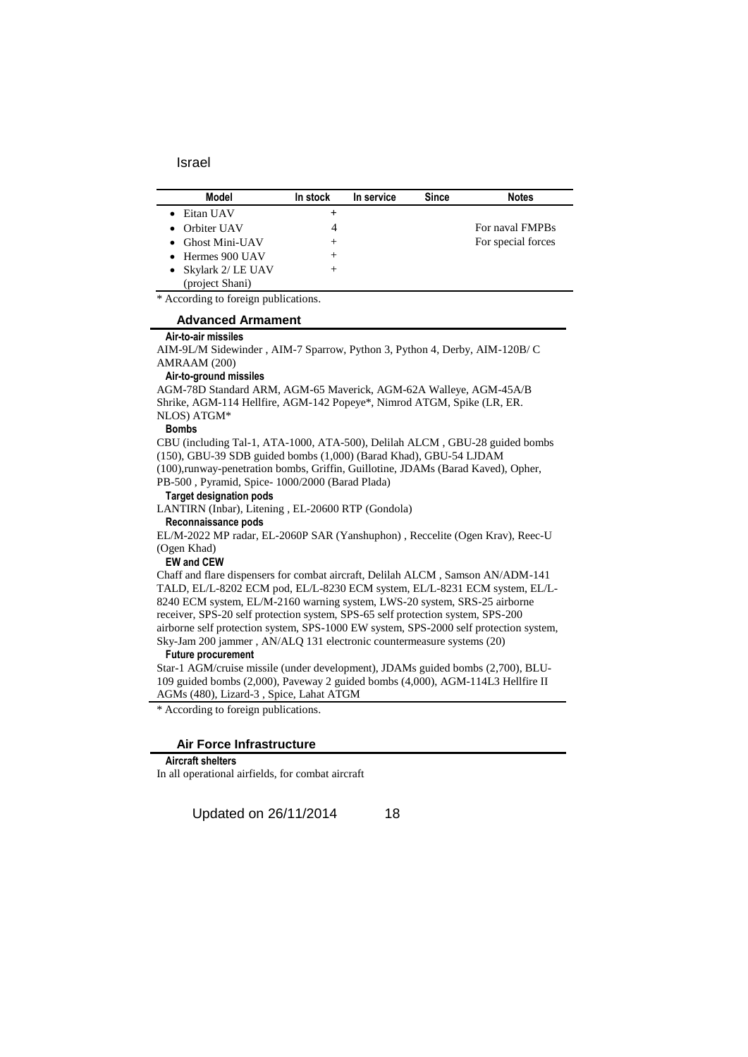Israel

| Model | In stock | In service | Since | Notes |
|---|---|---|---|---|
| • Eitan UAV | + | | | |
| • Orbiter UAV | 4 | | | For naval FMPBs |
| • Ghost Mini-UAV | + | | | For special forces |
| • Hermes 900 UAV | + | | | |
| • Skylark 2/ LE UAV (project Shani) | + | | | |

* According to foreign publications.

## Advanced Armament

**Air-to-air missiles**

AIM-9L/M Sidewinder , AIM-7 Sparrow, Python 3, Python 4, Derby, AIM-120B/ C AMRAAM (200)

**Air-to-ground missiles**

AGM-78D Standard ARM, AGM-65 Maverick, AGM-62A Walleye, AGM-45A/B Shrike, AGM-114 Hellfire, AGM-142 Popeye*, Nimrod ATGM, Spike (LR, ER. NLOS) ATGM*

**Bombs**

CBU (including Tal-1, ATA-1000, ATA-500), Delilah ALCM , GBU-28 guided bombs (150), GBU-39 SDB guided bombs (1,000) (Barad Khad), GBU-54 LJDAM (100),runway-penetration bombs, Griffin, Guillotine, JDAMs (Barad Kaved), Opher, PB-500 , Pyramid, Spice- 1000/2000 (Barad Plada)

**Target designation pods**

LANTIRN (Inbar), Litening , EL-20600 RTP (Gondola)

**Reconnaissance pods**

EL/M-2022 MP radar, EL-2060P SAR (Yanshuphon) , Reccelite (Ogen Krav), Reec-U (Ogen Khad)

**EW and CEW**

Chaff and flare dispensers for combat aircraft, Delilah ALCM , Samson AN/ADM-141 TALD, EL/L-8202 ECM pod, EL/L-8230 ECM system, EL/L-8231 ECM system, EL/L-8240 ECM system, EL/M-2160 warning system, LWS-20 system, SRS-25 airborne receiver, SPS-20 self protection system, SPS-65 self protection system, SPS-200 airborne self protection system, SPS-1000 EW system, SPS-2000 self protection system, Sky-Jam 200 jammer , AN/ALQ 131 electronic countermeasure systems (20)

**Future procurement**

Star-1 AGM/cruise missile (under development), JDAMs guided bombs (2,700), BLU-109 guided bombs (2,000), Paveway 2 guided bombs (4,000), AGM-114L3 Hellfire II AGMs (480), Lizard-3 , Spice, Lahat ATGM

* According to foreign publications.

## Air Force Infrastructure

**Aircraft shelters**

In all operational airfields, for combat aircraft

Updated on 26/11/2014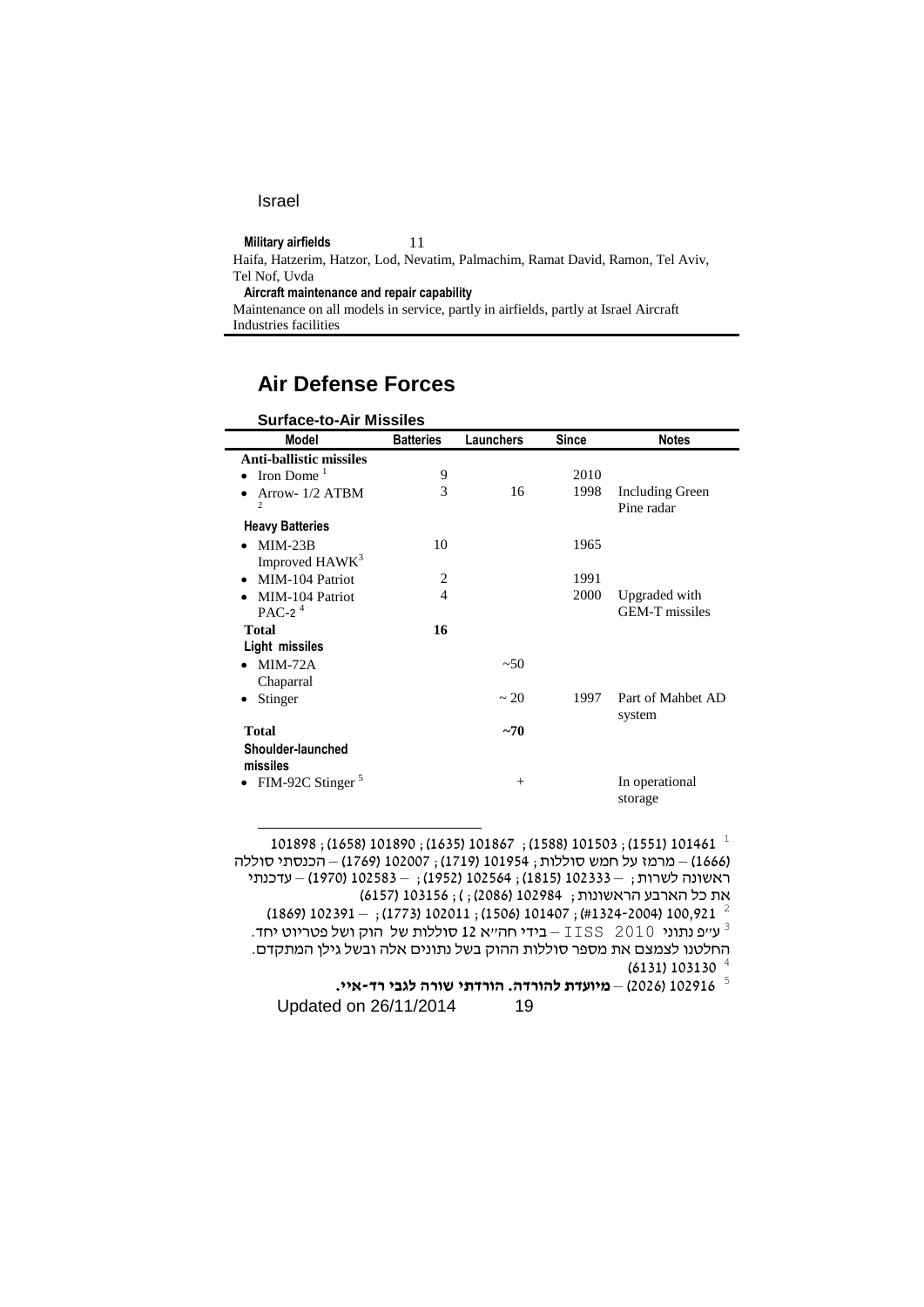Israel

**Military airfields** 11

Haifa, Hatzerim, Hatzor, Lod, Nevatim, Palmachim, Ramat David, Ramon, Tel Aviv, Tel Nof, Uvda

**Aircraft maintenance and repair capability**

Maintenance on all models in service, partly in airfields, partly at Israel Aircraft Industries facilities

## Air Defense Forces

### Surface-to-Air Missiles

| Model | Batteries | Launchers | Since | Notes |
|---|---|---|---|---|
| **Anti-ballistic missiles** | | | | |
| • Iron Dome [1] | 9 | | 2010 | |
| • Arrow- 1/2 ATBM [2] | 3 | 16 | 1998 | Including Green Pine radar |
| **Heavy Batteries** | | | | |
| • MIM-23B Improved HAWK[3] | 10 | | 1965 | |
| • MIM-104 Patriot | 2 | | 1991 | |
| • MIM-104 Patriot PAC-2 [4] | 4 | | 2000 | Upgraded with GEM-T missiles |
| **Total** | **16** | | | |
| **Light missiles** | | | | |
| • MIM-72A Chaparral | | ~50 | | |
| • Stinger | | ~ 20 | 1997 | Part of Mahbet AD system |
| **Total** | | **~70** | | |
| **Shoulder-launched missiles** | | | | |
| • FIM-92C Stinger [5] | | + | | In operational storage |

[1] 101461 (1551) ; 101503 (1588) ; 101867 (1635) ; 101890 (1658) ; 101898 (1666) – מרמז על חמש סוללות ; 101954 (1719) ; 102007 (1769) – הכנסתי סוללה ראשונה לשרות ; – 102333 (1815) ; 102564 (1952) ; – 102583 (1970) – עדכנתי את כל הארבע הראשונות ; 102984 (2086) ; ( ; 103156 (6157)

[2] 100,921 (#1324-2004) ; 101407 (1506) ; 102011 (1773) ; – 102391 (1869)

[3] ע"פ נתוני IISS 2010 – בידי חה"א 12 סוללות של הוק ושל פטריוט יחד. החלטנו לצמצם את מספר סוללות ההוק בשל נתונים אלה ובשל גילן המתקדם.

[4] 103130 (6131)

[5] 102916 (2026) – **מיועדת להורדה. הורדתי שורה לגבי רד-איי.**

Updated on 26/11/2014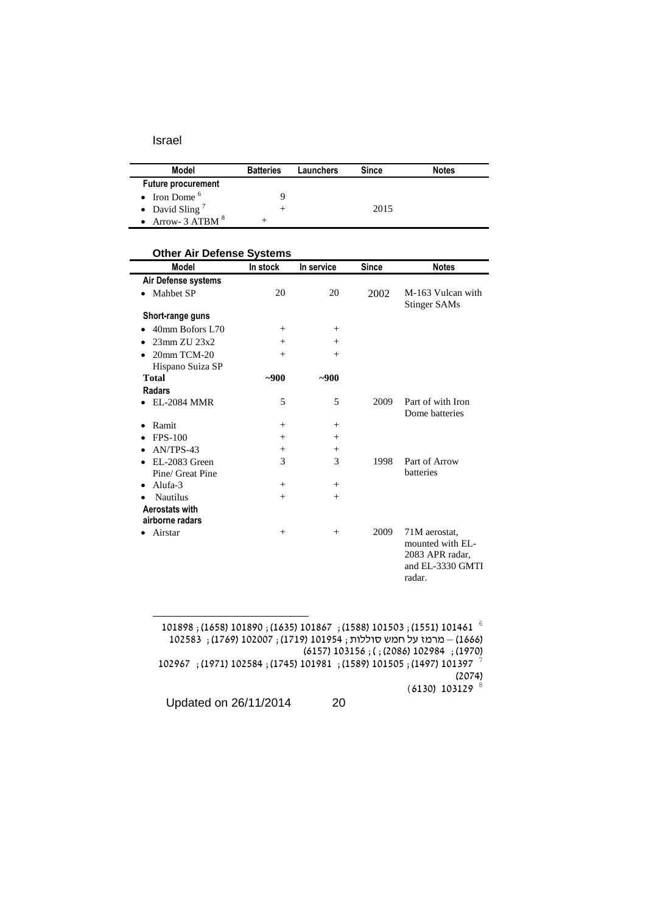Israel

| Model | Batteries | Launchers | Since | Notes |
|---|---|---|---|---|
| **Future procurement** | | | | |
| • Iron Dome [6] | 9 | | | |
| • David Sling [7] | + | | 2015 | |
| • Arrow- 3 ATBM [8] | + | | | |

### Other Air Defense Systems

| Model | In stock | In service | Since | Notes |
|---|---|---|---|---|
| **Air Defense systems** | | | | |
| • Mahbet SP | 20 | 20 | 2002 | M-163 Vulcan with Stinger SAMs |
| **Short-range guns** | | | | |
| • 40mm Bofors L70 | + | + | | |
| • 23mm ZU 23x2 | + | + | | |
| • 20mm TCM-20 Hispano Suiza SP | + | + | | |
| **Total** | **~900** | **~900** | | |
| **Radars** | | | | |
| • EL-2084 MMR | 5 | 5 | 2009 | Part of with Iron Dome batteries |
| • Ramit | + | + | | |
| • FPS-100 | + | + | | |
| • AN/TPS-43 | + | + | | |
| • EL-2083 Green Pine/ Great Pine | 3 | 3 | 1998 | Part of Arrow batteries |
| • Alufa-3 | + | + | | |
| • Nautilus | + | + | | |
| **Aerostats with airborne radars** | | | | |
| • Airstar | + | + | 2009 | 71M aerostat, mounted with EL-2083 APR radar, and EL-3330 GMTI radar. |

---

[6] 101898 ; (1658) 101890 ; (1635) 101867 ; (1588) 101503 ; (1551) 101461 (1666) – מרמז על חמש סוללות ; 101954 (1719) ; 102007 (1769) ; 102583 (1970) ; 102984 (2086) ; ( ; 103156 (6157)

[7] 102967 ; (1971) 102584 ; (1745) 101981 ; (1589) 101505 ; (1497) 101397 (2074)

[8] 103129 (6130)

Updated on 26/11/2014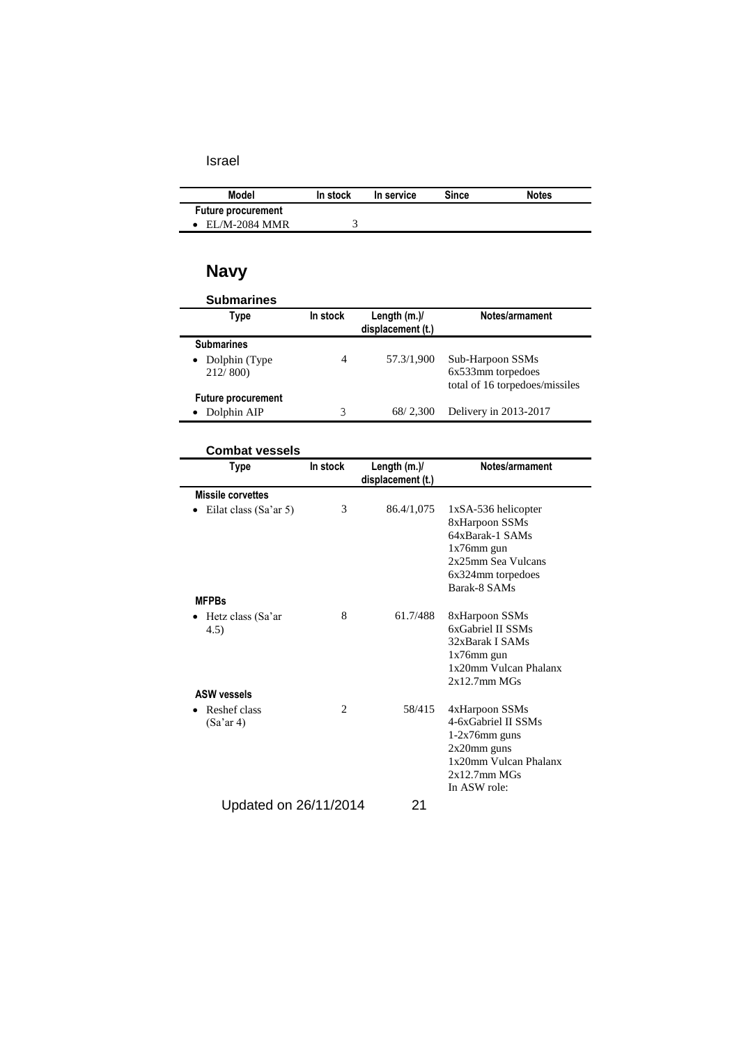Israel

| Model | In stock | In service | Since | Notes |
|---|---|---|---|---|
| **Future procurement** | | | | |
| • EL/M-2084 MMR | 3 | | | |

## Navy

### Submarines

| Type | In stock | Length (m.)/ displacement (t.) | Notes/armament |
|---|---|---|---|
| **Submarines** | | | |
| • Dolphin (Type 212/ 800) | 4 | 57.3/1,900 | Sub-Harpoon SSMs<br>6x533mm torpedoes<br>total of 16 torpedoes/missiles |
| **Future procurement** | | | |
| • Dolphin AIP | 3 | 68/ 2,300 | Delivery in 2013-2017 |

### Combat vessels

| Type | In stock | Length (m.)/ displacement (t.) | Notes/armament |
|---|---|---|---|
| **Missile corvettes** | | | |
| • Eilat class (Sa'ar 5) | 3 | 86.4/1,075 | 1xSA-536 helicopter<br>8xHarpoon SSMs<br>64xBarak-1 SAMs<br>1x76mm gun<br>2x25mm Sea Vulcans<br>6x324mm torpedoes<br>Barak-8 SAMs |
| **MFPBs** | | | |
| • Hetz class (Sa'ar 4.5) | 8 | 61.7/488 | 8xHarpoon SSMs<br>6xGabriel II SSMs<br>32xBarak I SAMs<br>1x76mm gun<br>1x20mm Vulcan Phalanx<br>2x12.7mm MGs |
| **ASW vessels** | | | |
| • Reshef class (Sa'ar 4) | 2 | 58/415 | 4xHarpoon SSMs<br>4-6xGabriel II SSMs<br>1-2x76mm guns<br>2x20mm guns<br>1x20mm Vulcan Phalanx<br>2x12.7mm MGs<br>In ASW role: |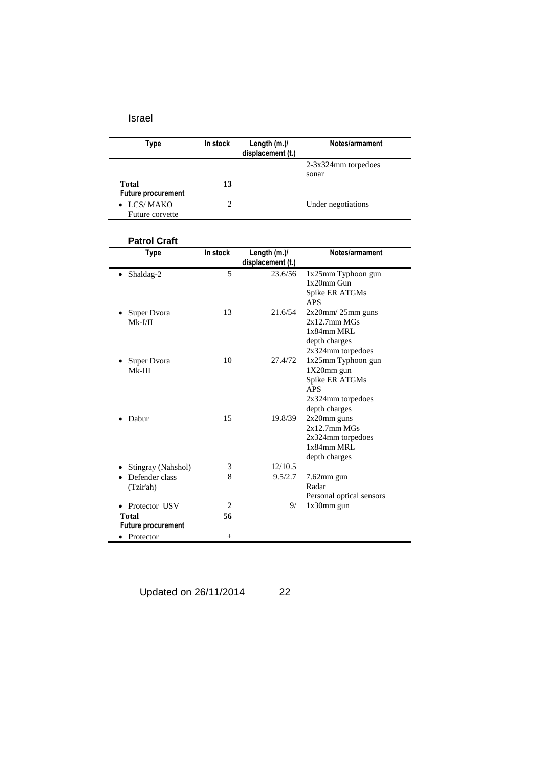Israel

| Type | In stock | Length (m.)/ displacement (t.) | Notes/armament |
|---|---|---|---|
| | | | 2-3x324mm torpedoes<br>sonar |
| **Total** | **13** | | |
| **Future procurement** | | | |
| • LCS/ MAKO<br>Future corvette | 2 | | Under negotiations |

### Patrol Craft

| Type | In stock | Length (m.)/ displacement (t.) | Notes/armament |
|---|---|---|---|
| • Shaldag-2 | 5 | 23.6/56 | 1x25mm Typhoon gun<br>1x20mm Gun<br>Spike ER ATGMs<br>APS |
| • Super Dvora Mk-I/II | 13 | 21.6/54 | 2x20mm/ 25mm guns<br>2x12.7mm MGs<br>1x84mm MRL<br>depth charges<br>2x324mm torpedoes |
| • Super Dvora Mk-III | 10 | 27.4/72 | 1x25mm Typhoon gun<br>1X20mm gun<br>Spike ER ATGMs<br>APS<br>2x324mm torpedoes<br>depth charges |
| • Dabur | 15 | 19.8/39 | 2x20mm guns<br>2x12.7mm MGs<br>2x324mm torpedoes<br>1x84mm MRL<br>depth charges |
| • Stingray (Nahshol) | 3 | 12/10.5 | |
| • Defender class (Tzir'ah) | 8 | 9.5/2.7 | 7.62mm gun<br>Radar<br>Personal optical sensors |
| • Protector USV | 2 | 9/ | 1x30mm gun |
| **Total** | **56** | | |
| **Future procurement** | | | |
| • Protector | + | | |

Updated on 26/11/2014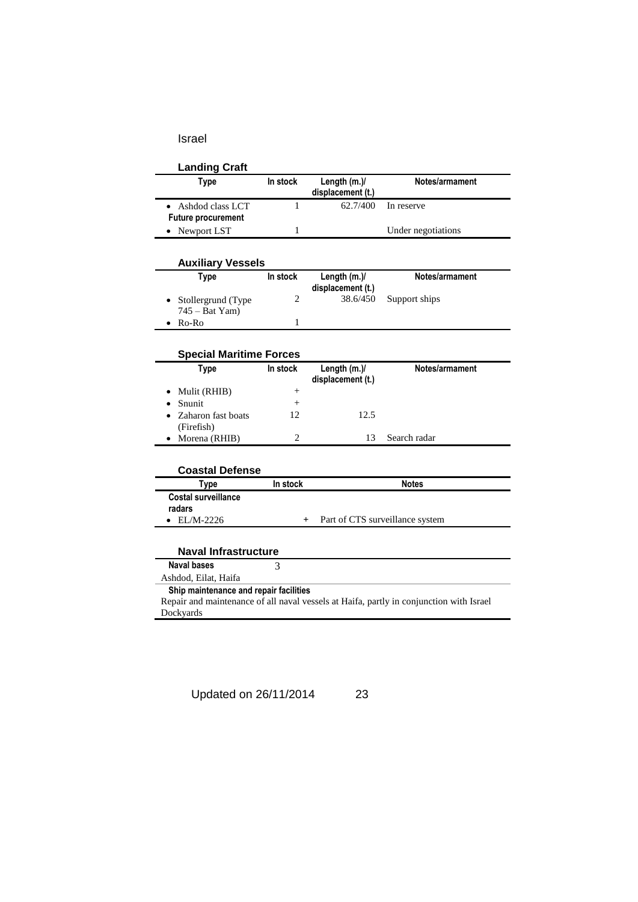Israel

## Landing Craft

| Type | In stock | Length (m.)/ displacement (t.) | Notes/armament |
|---|---|---|---|
| • Ashdod class LCT | 1 | 62.7/400 | In reserve |
| **Future procurement** | | | |
| • Newport LST | 1 | | Under negotiations |

## Auxiliary Vessels

| Type | In stock | Length (m.)/ displacement (t.) | Notes/armament |
|---|---|---|---|
| • Stollergrund (Type 745 – Bat Yam) | 2 | 38.6/450 | Support ships |
| • Ro-Ro | 1 | | |

## Special Maritime Forces

| Type | In stock | Length (m.)/ displacement (t.) | Notes/armament |
|---|---|---|---|
| • Mulit (RHIB) | + | | |
| • Snunit | + | | |
| • Zaharon fast boats (Firefish) | 12 | 12.5 | |
| • Morena (RHIB) | 2 | 13 | Search radar |

## Coastal Defense

| Type | In stock | Notes |
|---|---|---|
| **Costal surveillance radars** | | |
| • EL/M-2226 | + | Part of CTS surveillance system |

## Naval Infrastructure

**Naval bases** 3

Ashdod, Eilat, Haifa

**Ship maintenance and repair facilities**

Repair and maintenance of all naval vessels at Haifa, partly in conjunction with Israel Dockyards

Updated on 26/11/2014